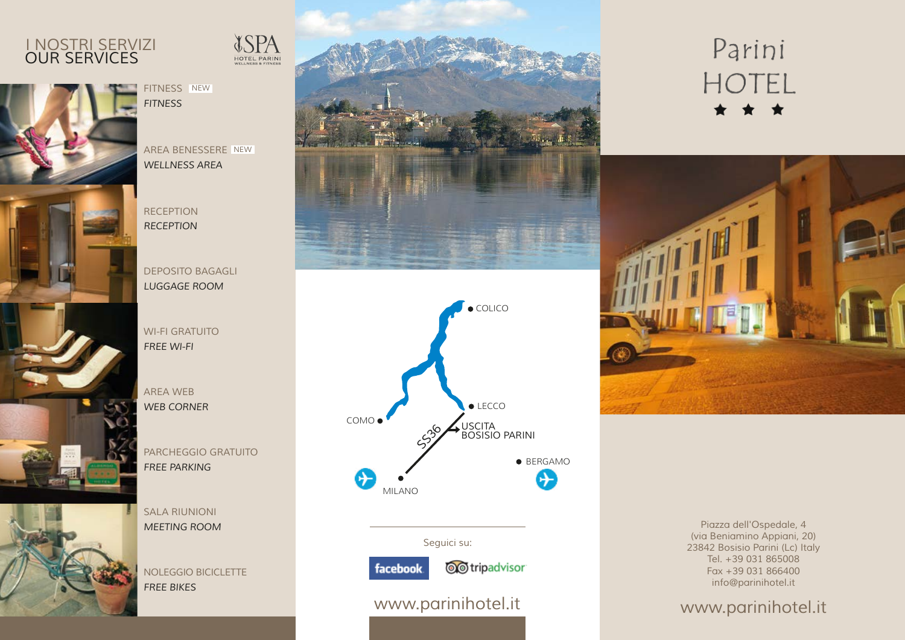# I NOSTRI SERVIZI
# OUR SERVICES

SPA
HOTEL PARINI
WELLNESS & FITNESS

FITNESS NEW
*FITNESS*

AREA BENESSERE NEW
*WELLNESS AREA*

RECEPTION
*RECEPTION*

DEPOSITO BAGAGLI
*LUGGAGE ROOM*

WI-FI GRATUITO
*FREE WI-FI*

AREA WEB
*WEB CORNER*

PARCHEGGIO GRATUITO
*FREE PARKING*

SALA RIUNIONI
*MEETING ROOM*

NOLEGGIO BICICLETTE
*FREE BIKES*

COLICO
LECCO
COMO
SS36
USCITA BOSISIO PARINI
BERGAMO
MILANO

Seguici su:

facebook tripadvisor

www.parinihotel.it

# Parini HOTEL

★ ★ ★

Piazza dell'Ospedale, 4
(via Beniamino Appiani, 20)
23842 Bosisio Parini (Lc) Italy
Tel. +39 031 865008
Fax +39 031 866400
info@parinihotel.it

www.parinihotel.it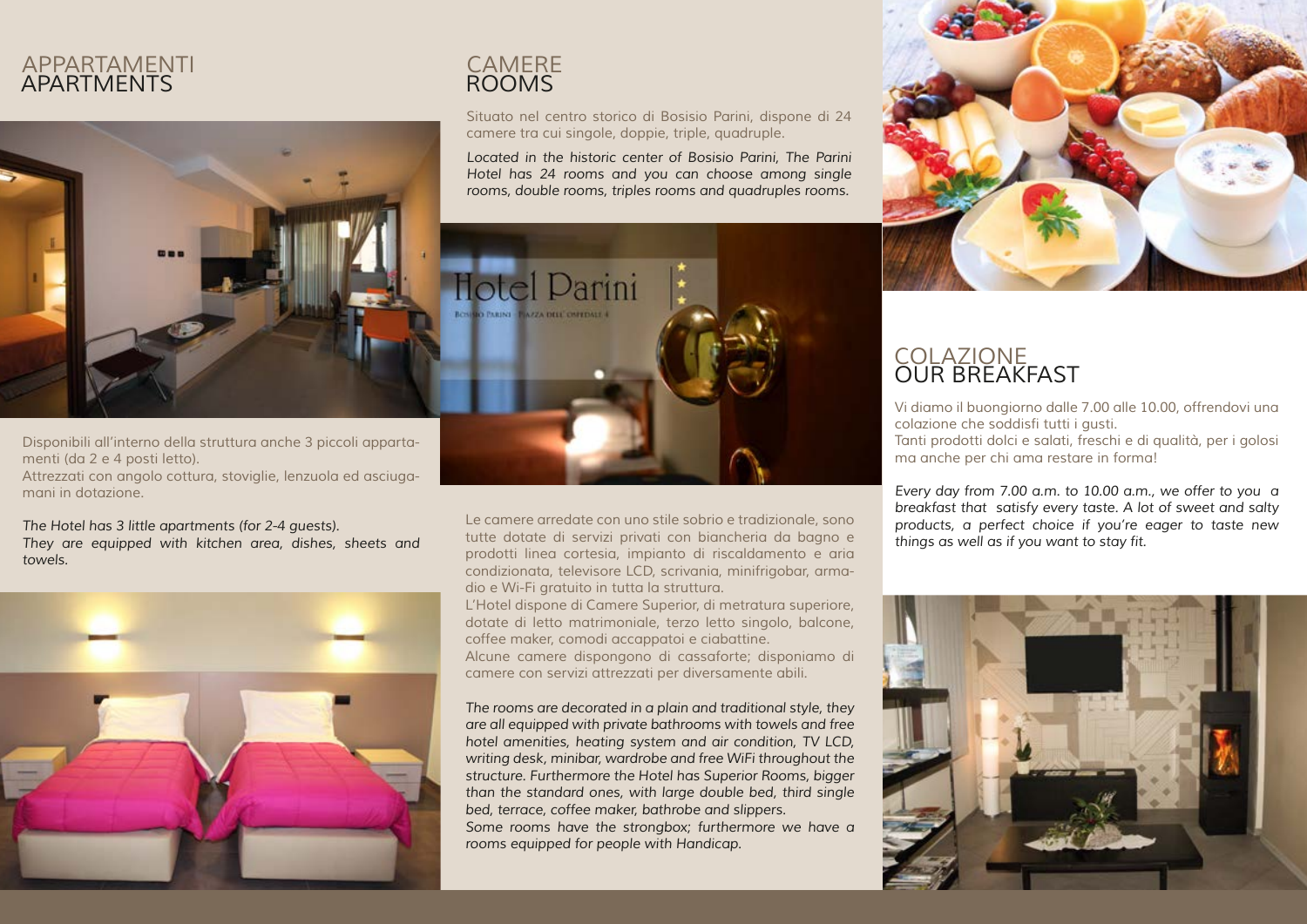## APPARTAMENTI
## APARTMENTS

Disponibili all'interno della struttura anche 3 piccoli appartamenti (da 2 e 4 posti letto).
Attrezzati con angolo cottura, stoviglie, lenzuola ed asciugamani in dotazione.

*The Hotel has 3 little apartments (for 2-4 guests).*
*They are equipped with kitchen area, dishes, sheets and towels.*

## CAMERE
## ROOMS

Situato nel centro storico di Bosisio Parini, dispone di 24 camere tra cui singole, doppie, triple, quadruple.

*Located in the historic center of Bosisio Parini, The Parini Hotel has 24 rooms and you can choose among single rooms, double rooms, triples rooms and quadruples rooms.*

Le camere arredate con uno stile sobrio e tradizionale, sono tutte dotate di servizi privati con biancheria da bagno e prodotti linea cortesia, impianto di riscaldamento e aria condizionata, televisore LCD, scrivania, minifrigobar, armadio e Wi-Fi gratuito in tutta la struttura.
L'Hotel dispone di Camere Superior, di metratura superiore, dotate di letto matrimoniale, terzo letto singolo, balcone, coffee maker, comodi accappatoi e ciabattine.
Alcune camere dispongono di cassaforte; disponiamo di camere con servizi attrezzati per diversamente abili.

*The rooms are decorated in a plain and traditional style, they are all equipped with private bathrooms with towels and free hotel amenities, heating system and air condition, TV LCD, writing desk, minibar, wardrobe and free WiFi throughout the structure. Furthermore the Hotel has Superior Rooms, bigger than the standard ones, with large double bed, third single bed, terrace, coffee maker, bathrobe and slippers.*
*Some rooms have the strongbox; furthermore we have a rooms equipped for people with Handicap.*

## COLAZIONE
## OUR BREAKFAST

Vi diamo il buongiorno dalle 7.00 alle 10.00, offrendovi una colazione che soddisfi tutti i gusti.
Tanti prodotti dolci e salati, freschi e di qualità, per i golosi ma anche per chi ama restare in forma!

*Every day from 7.00 a.m. to 10.00 a.m., we offer to you a breakfast that satisfy every taste. A lot of sweet and salty products, a perfect choice if you're eager to taste new things as well as if you want to stay fit.*